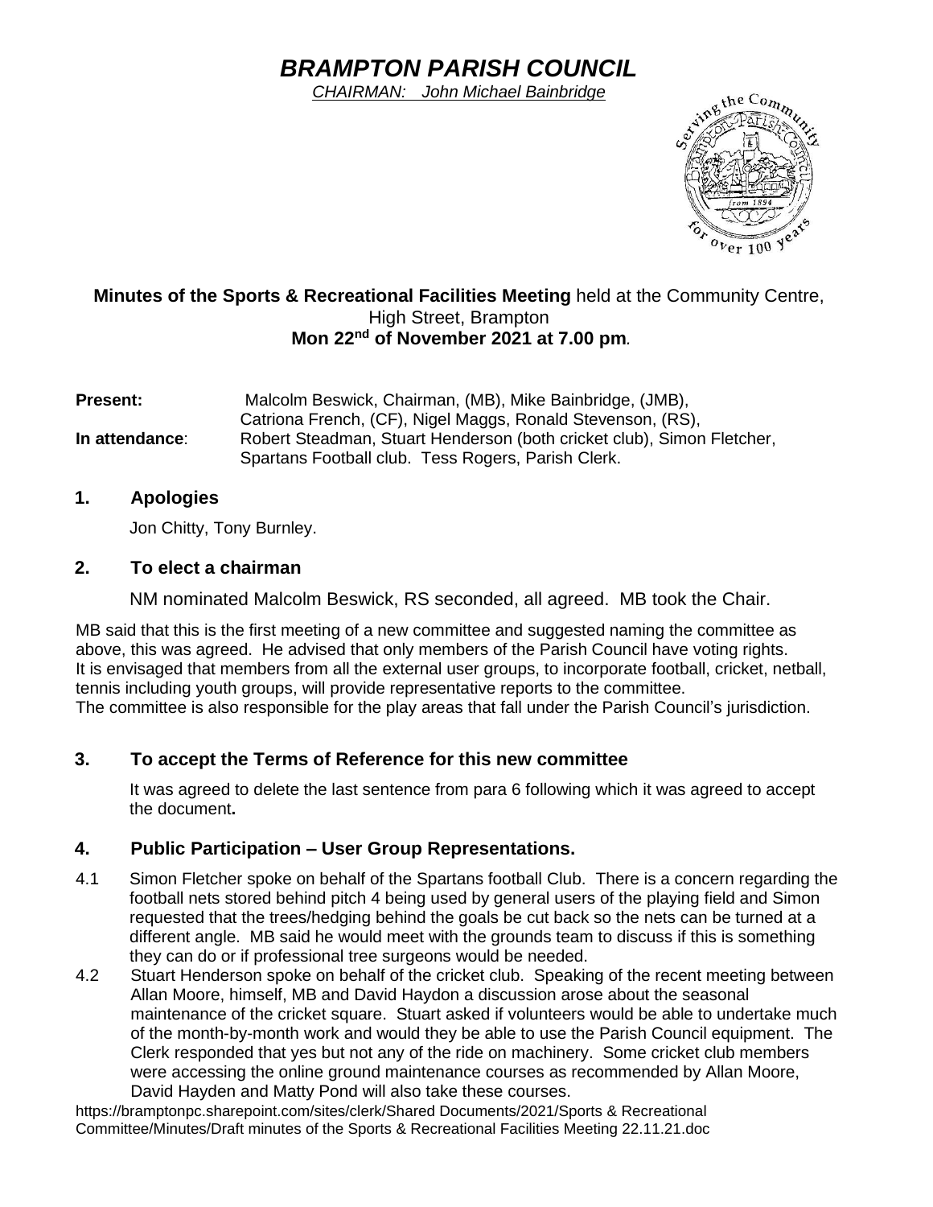# *BRAMPTON PARISH COUNCIL*

*CHAIRMAN: John Michael Bainbridge*

**Minutes of the Sports & Recreational Facilities Meeting** held at the Community Centre, High Street, Brampton
**Mon 22nd of November 2021 at 7.00 pm**.

**Present:** Malcolm Beswick, Chairman, (MB), Mike Bainbridge, (JMB), Catriona French, (CF), Nigel Maggs, Ronald Stevenson, (RS),
**In attendance**: Robert Steadman, Stuart Henderson (both cricket club), Simon Fletcher, Spartans Football club. Tess Rogers, Parish Clerk.

## 1. Apologies

Jon Chitty, Tony Burnley.

## 2. To elect a chairman

NM nominated Malcolm Beswick, RS seconded, all agreed. MB took the Chair.

MB said that this is the first meeting of a new committee and suggested naming the committee as above, this was agreed. He advised that only members of the Parish Council have voting rights. It is envisaged that members from all the external user groups, to incorporate football, cricket, netball, tennis including youth groups, will provide representative reports to the committee. The committee is also responsible for the play areas that fall under the Parish Council's jurisdiction.

## 3. To accept the Terms of Reference for this new committee

It was agreed to delete the last sentence from para 6 following which it was agreed to accept the document**.**

## 4. Public Participation – User Group Representations.

4.1 Simon Fletcher spoke on behalf of the Spartans football Club. There is a concern regarding the football nets stored behind pitch 4 being used by general users of the playing field and Simon requested that the trees/hedging behind the goals be cut back so the nets can be turned at a different angle. MB said he would meet with the grounds team to discuss if this is something they can do or if professional tree surgeons would be needed.

4.2 Stuart Henderson spoke on behalf of the cricket club. Speaking of the recent meeting between Allan Moore, himself, MB and David Haydon a discussion arose about the seasonal maintenance of the cricket square. Stuart asked if volunteers would be able to undertake much of the month-by-month work and would they be able to use the Parish Council equipment. The Clerk responded that yes but not any of the ride on machinery. Some cricket club members were accessing the online ground maintenance courses as recommended by Allan Moore, David Hayden and Matty Pond will also take these courses.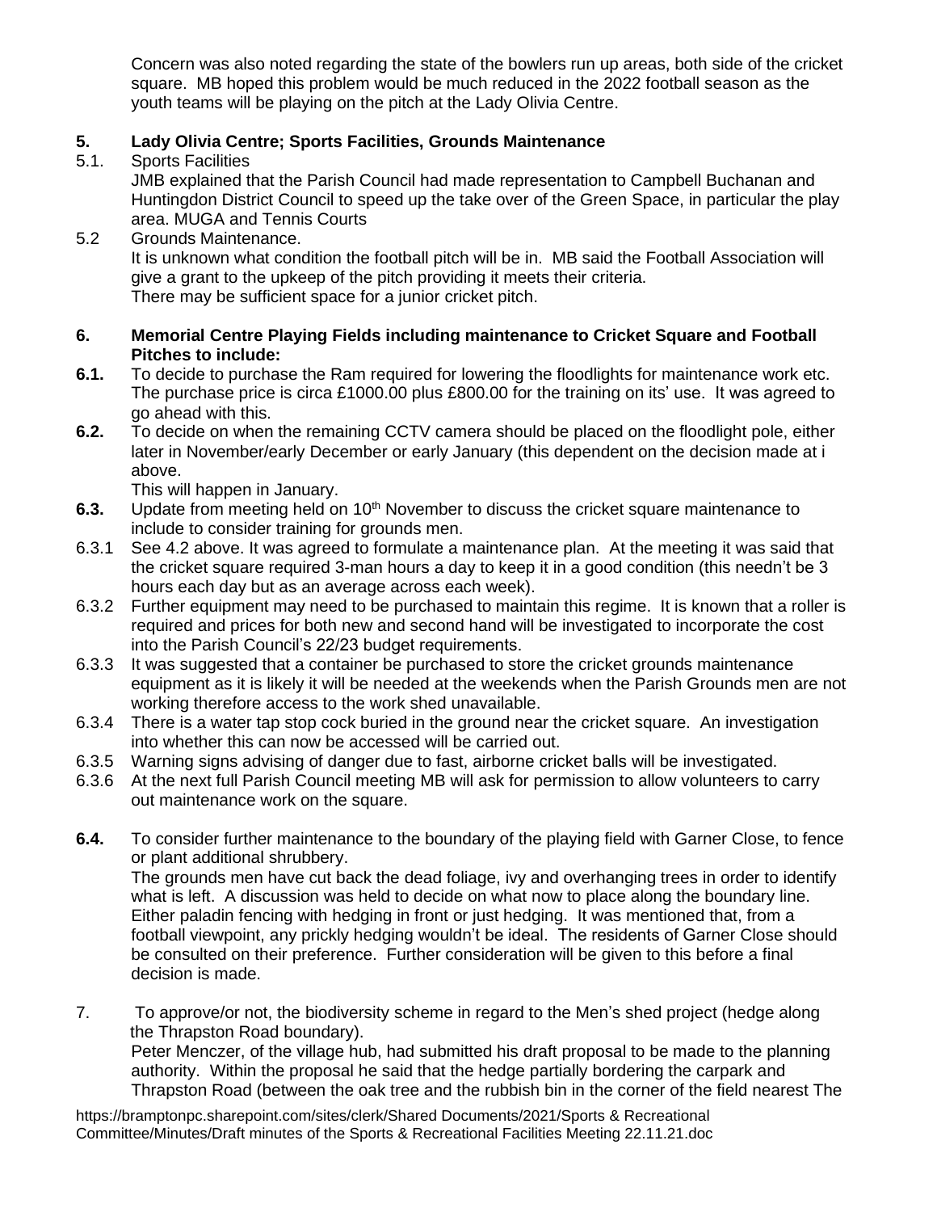Concern was also noted regarding the state of the bowlers run up areas, both side of the cricket square. MB hoped this problem would be much reduced in the 2022 football season as the youth teams will be playing on the pitch at the Lady Olivia Centre.

**5. Lady Olivia Centre; Sports Facilities, Grounds Maintenance**

5.1. Sports Facilities
JMB explained that the Parish Council had made representation to Campbell Buchanan and Huntingdon District Council to speed up the take over of the Green Space, in particular the play area. MUGA and Tennis Courts

5.2 Grounds Maintenance.
It is unknown what condition the football pitch will be in. MB said the Football Association will give a grant to the upkeep of the pitch providing it meets their criteria.
There may be sufficient space for a junior cricket pitch.

**6. Memorial Centre Playing Fields including maintenance to Cricket Square and Football Pitches to include:**

**6.1.** To decide to purchase the Ram required for lowering the floodlights for maintenance work etc. The purchase price is circa £1000.00 plus £800.00 for the training on its' use. It was agreed to go ahead with this.

**6.2.** To decide on when the remaining CCTV camera should be placed on the floodlight pole, either later in November/early December or early January (this dependent on the decision made at i above.
This will happen in January.

**6.3.** Update from meeting held on 10th November to discuss the cricket square maintenance to include to consider training for grounds men.

6.3.1 See 4.2 above. It was agreed to formulate a maintenance plan. At the meeting it was said that the cricket square required 3-man hours a day to keep it in a good condition (this needn't be 3 hours each day but as an average across each week).

6.3.2 Further equipment may need to be purchased to maintain this regime. It is known that a roller is required and prices for both new and second hand will be investigated to incorporate the cost into the Parish Council's 22/23 budget requirements.

6.3.3 It was suggested that a container be purchased to store the cricket grounds maintenance equipment as it is likely it will be needed at the weekends when the Parish Grounds men are not working therefore access to the work shed unavailable.

6.3.4 There is a water tap stop cock buried in the ground near the cricket square. An investigation into whether this can now be accessed will be carried out.

6.3.5 Warning signs advising of danger due to fast, airborne cricket balls will be investigated.

6.3.6 At the next full Parish Council meeting MB will ask for permission to allow volunteers to carry out maintenance work on the square.

**6.4.** To consider further maintenance to the boundary of the playing field with Garner Close, to fence or plant additional shrubbery.
The grounds men have cut back the dead foliage, ivy and overhanging trees in order to identify what is left. A discussion was held to decide on what now to place along the boundary line. Either paladin fencing with hedging in front or just hedging. It was mentioned that, from a football viewpoint, any prickly hedging wouldn't be ideal. The residents of Garner Close should be consulted on their preference. Further consideration will be given to this before a final decision is made.

7. To approve/or not, the biodiversity scheme in regard to the Men's shed project (hedge along the Thrapston Road boundary).
Peter Menczer, of the village hub, had submitted his draft proposal to be made to the planning authority. Within the proposal he said that the hedge partially bordering the carpark and Thrapston Road (between the oak tree and the rubbish bin in the corner of the field nearest The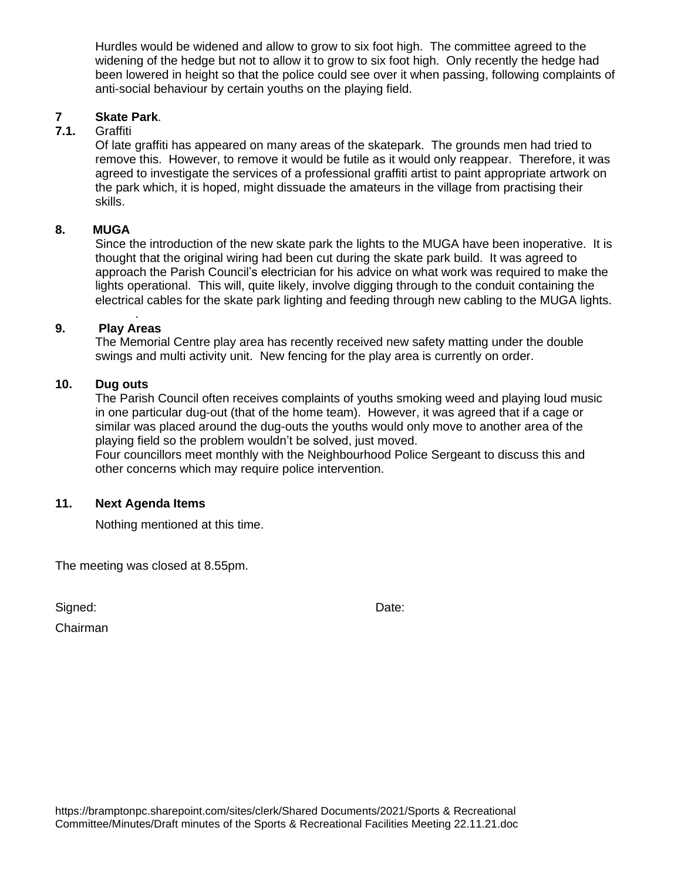Hurdles would be widened and allow to grow to six foot high. The committee agreed to the widening of the hedge but not to allow it to grow to six foot high. Only recently the hedge had been lowered in height so that the police could see over it when passing, following complaints of anti-social behaviour by certain youths on the playing field.

**7 Skate Park**.

**7.1.** Graffiti

Of late graffiti has appeared on many areas of the skatepark. The grounds men had tried to remove this. However, to remove it would be futile as it would only reappear. Therefore, it was agreed to investigate the services of a professional graffiti artist to paint appropriate artwork on the park which, it is hoped, might dissuade the amateurs in the village from practising their skills.

**8. MUGA**

Since the introduction of the new skate park the lights to the MUGA have been inoperative. It is thought that the original wiring had been cut during the skate park build. It was agreed to approach the Parish Council's electrician for his advice on what work was required to make the lights operational. This will, quite likely, involve digging through to the conduit containing the electrical cables for the skate park lighting and feeding through new cabling to the MUGA lights.

**9. Play Areas**

The Memorial Centre play area has recently received new safety matting under the double swings and multi activity unit. New fencing for the play area is currently on order.

**10. Dug outs**

The Parish Council often receives complaints of youths smoking weed and playing loud music in one particular dug-out (that of the home team). However, it was agreed that if a cage or similar was placed around the dug-outs the youths would only move to another area of the playing field so the problem wouldn't be solved, just moved.

Four councillors meet monthly with the Neighbourhood Police Sergeant to discuss this and other concerns which may require police intervention.

**11. Next Agenda Items**

Nothing mentioned at this time.

The meeting was closed at 8.55pm.

Signed: Date:

Chairman